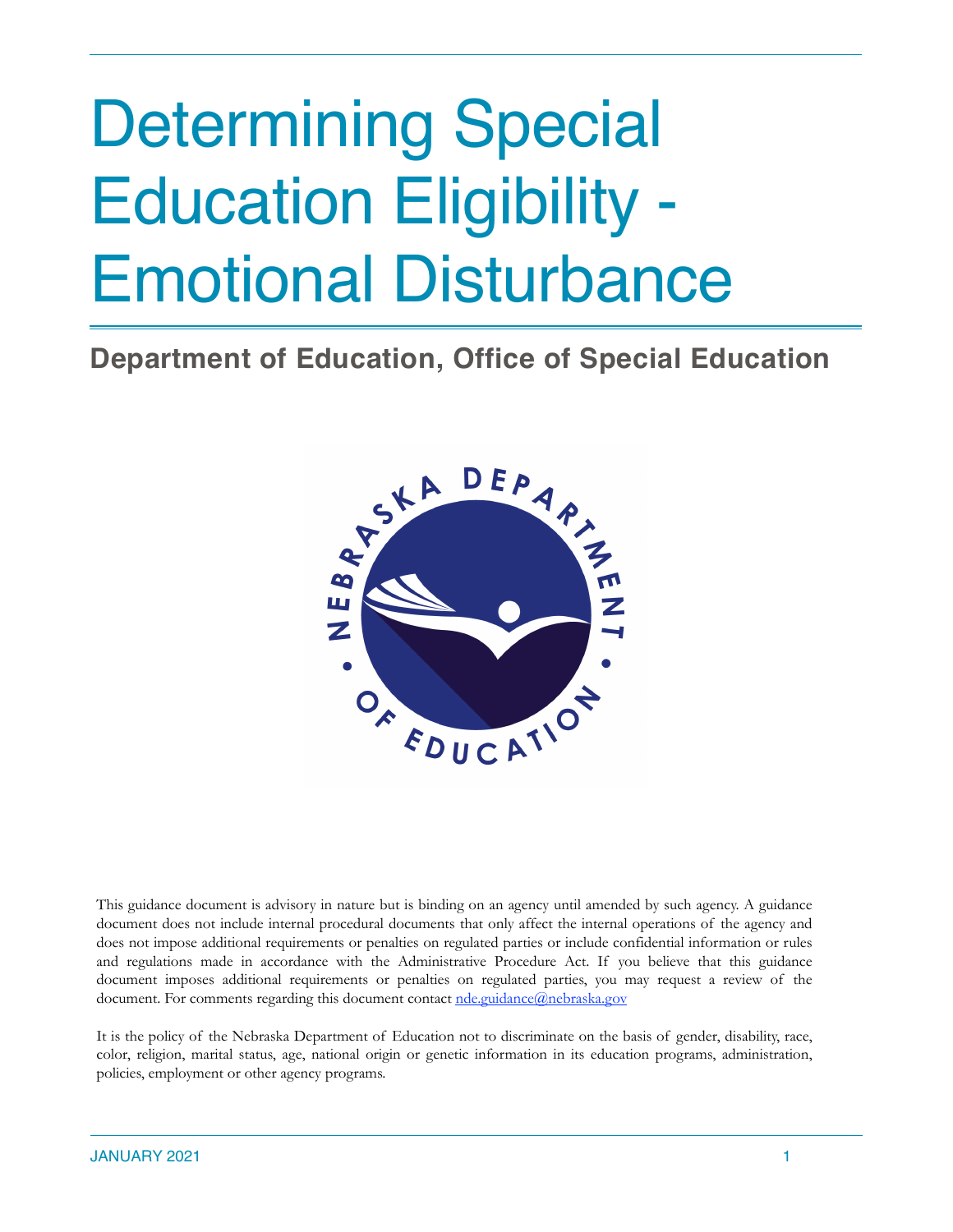# Determining Special Education Eligibility - Emotional Disturbance

## Department of Education, Office of Special Education

This guidance document is advisory in nature but is binding on an agency until amended by such agency. A guidance document does not include internal procedural documents that only affect the internal operations of the agency and does not impose additional requirements or penalties on regulated parties or include confidential information or rules and regulations made in accordance with the Administrative Procedure Act. If you believe that this guidance document imposes additional requirements or penalties on regulated parties, you may request a review of the document. For comments regarding this document contact nde.guidance@nebraska.gov

It is the policy of the Nebraska Department of Education not to discriminate on the basis of gender, disability, race, color, religion, marital status, age, national origin or genetic information in its education programs, administration, policies, employment or other agency programs.

JANUARY 2021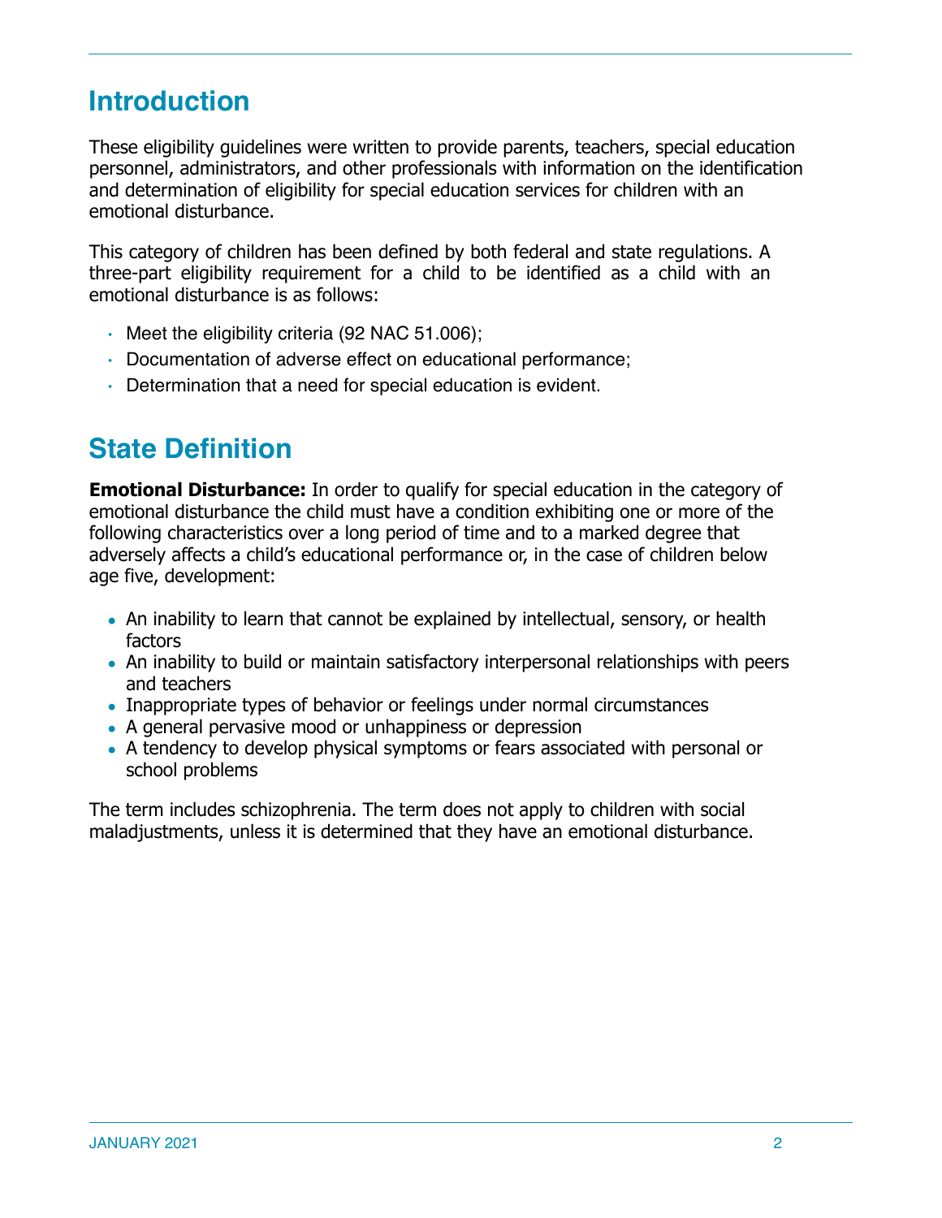## Introduction

These eligibility guidelines were written to provide parents, teachers, special education personnel, administrators, and other professionals with information on the identification and determination of eligibility for special education services for children with an emotional disturbance.

This category of children has been defined by both federal and state regulations. A three-part eligibility requirement for a child to be identified as a child with an emotional disturbance is as follows:

- Meet the eligibility criteria (92 NAC 51.006);
- Documentation of adverse effect on educational performance;
- Determination that a need for special education is evident.

## State Definition

**Emotional Disturbance:** In order to qualify for special education in the category of emotional disturbance the child must have a condition exhibiting one or more of the following characteristics over a long period of time and to a marked degree that adversely affects a child's educational performance or, in the case of children below age five, development:

- An inability to learn that cannot be explained by intellectual, sensory, or health factors
- An inability to build or maintain satisfactory interpersonal relationships with peers and teachers
- Inappropriate types of behavior or feelings under normal circumstances
- A general pervasive mood or unhappiness or depression
- A tendency to develop physical symptoms or fears associated with personal or school problems

The term includes schizophrenia. The term does not apply to children with social maladjustments, unless it is determined that they have an emotional disturbance.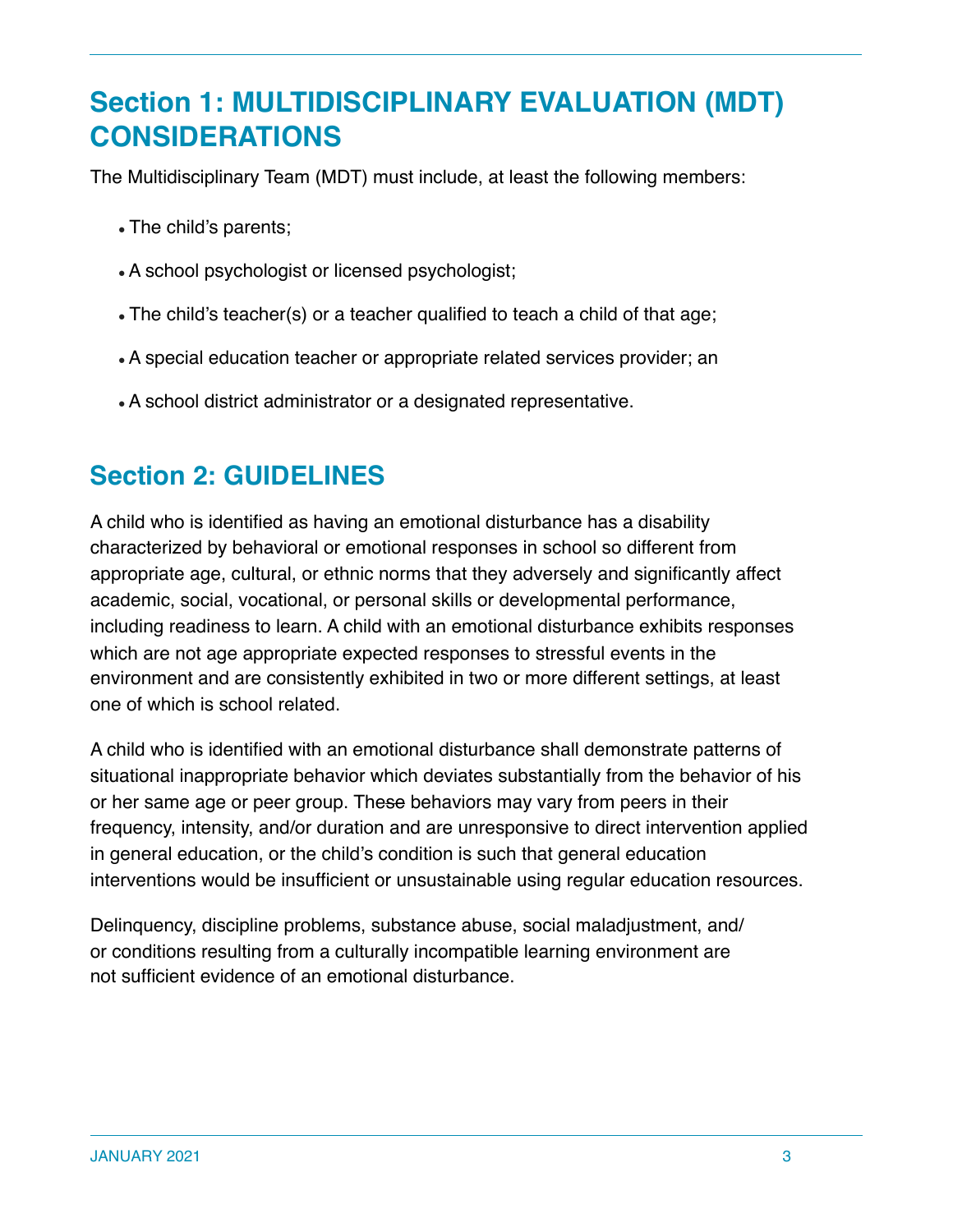## Section 1: MULTIDISCIPLINARY EVALUATION (MDT) CONSIDERATIONS

The Multidisciplinary Team (MDT) must include, at least the following members:

- The child's parents;
- A school psychologist or licensed psychologist;
- The child's teacher(s) or a teacher qualified to teach a child of that age;
- A special education teacher or appropriate related services provider; an
- A school district administrator or a designated representative.

## Section 2: GUIDELINES

A child who is identified as having an emotional disturbance has a disability characterized by behavioral or emotional responses in school so different from appropriate age, cultural, or ethnic norms that they adversely and significantly affect academic, social, vocational, or personal skills or developmental performance, including readiness to learn. A child with an emotional disturbance exhibits responses which are not age appropriate expected responses to stressful events in the environment and are consistently exhibited in two or more different settings, at least one of which is school related.

A child who is identified with an emotional disturbance shall demonstrate patterns of situational inappropriate behavior which deviates substantially from the behavior of his or her same age or peer group. These behaviors may vary from peers in their frequency, intensity, and/or duration and are unresponsive to direct intervention applied in general education, or the child's condition is such that general education interventions would be insufficient or unsustainable using regular education resources.

Delinquency, discipline problems, substance abuse, social maladjustment, and/or conditions resulting from a culturally incompatible learning environment are not sufficient evidence of an emotional disturbance.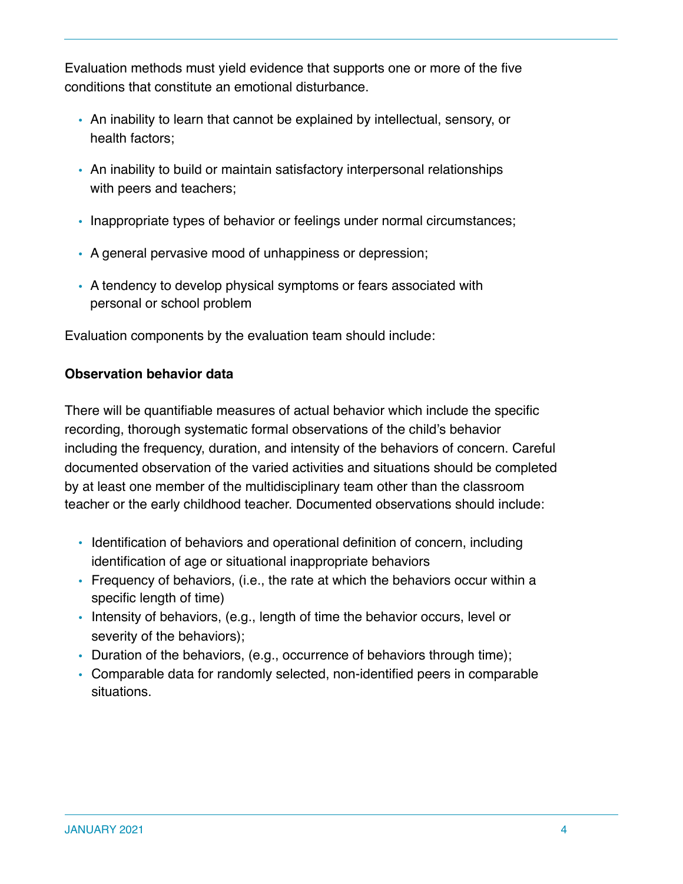Evaluation methods must yield evidence that supports one or more of the five conditions that constitute an emotional disturbance.

- An inability to learn that cannot be explained by intellectual, sensory, or health factors;
- An inability to build or maintain satisfactory interpersonal relationships with peers and teachers;
- Inappropriate types of behavior or feelings under normal circumstances;
- A general pervasive mood of unhappiness or depression;
- A tendency to develop physical symptoms or fears associated with personal or school problem

Evaluation components by the evaluation team should include:

**Observation behavior data**

There will be quantifiable measures of actual behavior which include the specific recording, thorough systematic formal observations of the child's behavior including the frequency, duration, and intensity of the behaviors of concern. Careful documented observation of the varied activities and situations should be completed by at least one member of the multidisciplinary team other than the classroom teacher or the early childhood teacher. Documented observations should include:

- Identification of behaviors and operational definition of concern, including identification of age or situational inappropriate behaviors
- Frequency of behaviors, (i.e., the rate at which the behaviors occur within a specific length of time)
- Intensity of behaviors, (e.g., length of time the behavior occurs, level or severity of the behaviors);
- Duration of the behaviors, (e.g., occurrence of behaviors through time);
- Comparable data for randomly selected, non-identified peers in comparable situations.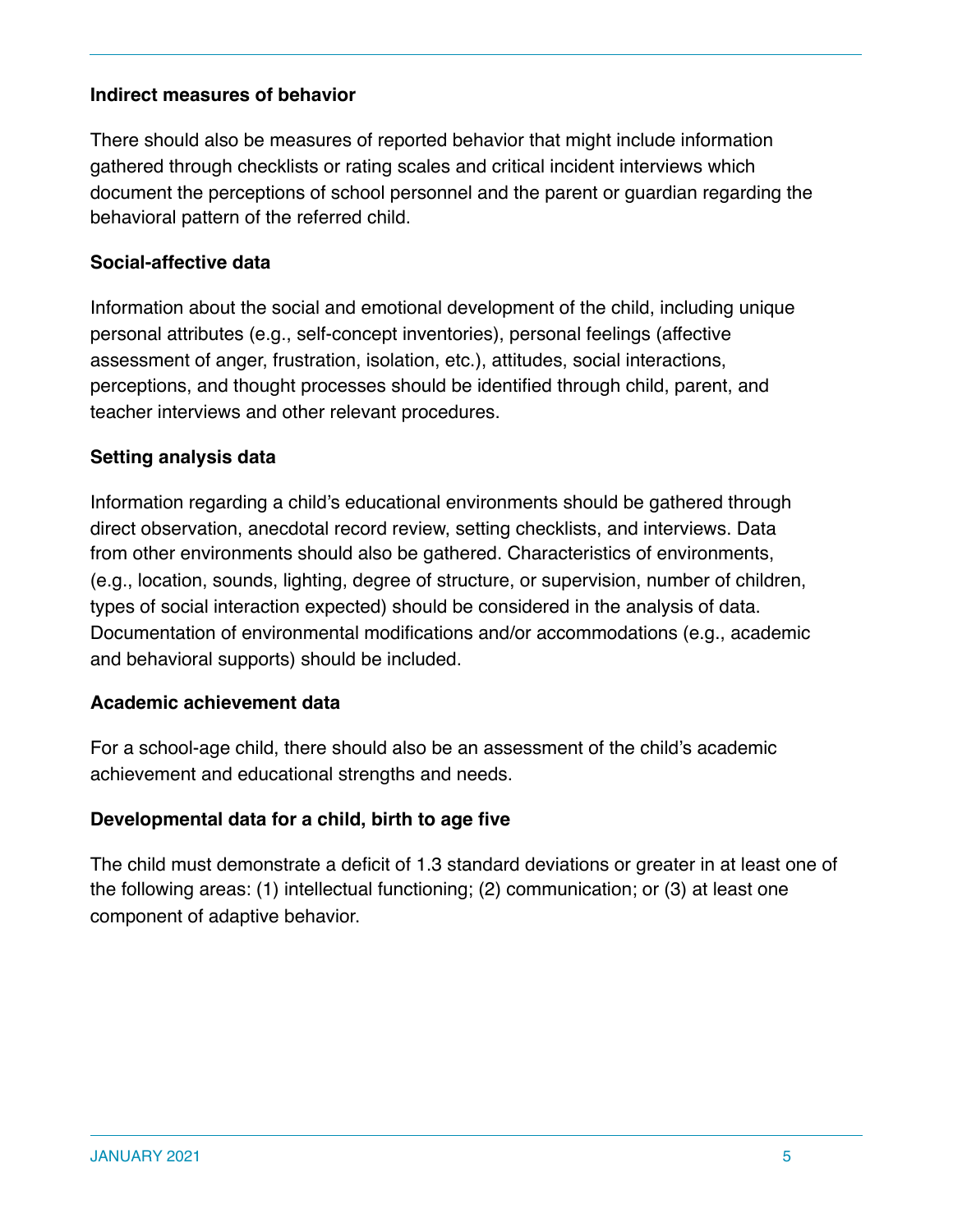### Indirect measures of behavior

There should also be measures of reported behavior that might include information gathered through checklists or rating scales and critical incident interviews which document the perceptions of school personnel and the parent or guardian regarding the behavioral pattern of the referred child.

### Social-affective data

Information about the social and emotional development of the child, including unique personal attributes (e.g., self-concept inventories), personal feelings (affective assessment of anger, frustration, isolation, etc.), attitudes, social interactions, perceptions, and thought processes should be identified through child, parent, and teacher interviews and other relevant procedures.

### Setting analysis data

Information regarding a child's educational environments should be gathered through direct observation, anecdotal record review, setting checklists, and interviews. Data from other environments should also be gathered. Characteristics of environments, (e.g., location, sounds, lighting, degree of structure, or supervision, number of children, types of social interaction expected) should be considered in the analysis of data. Documentation of environmental modifications and/or accommodations (e.g., academic and behavioral supports) should be included.

### Academic achievement data

For a school-age child, there should also be an assessment of the child's academic achievement and educational strengths and needs.

### Developmental data for a child, birth to age five

The child must demonstrate a deficit of 1.3 standard deviations or greater in at least one of the following areas: (1) intellectual functioning; (2) communication; or (3) at least one component of adaptive behavior.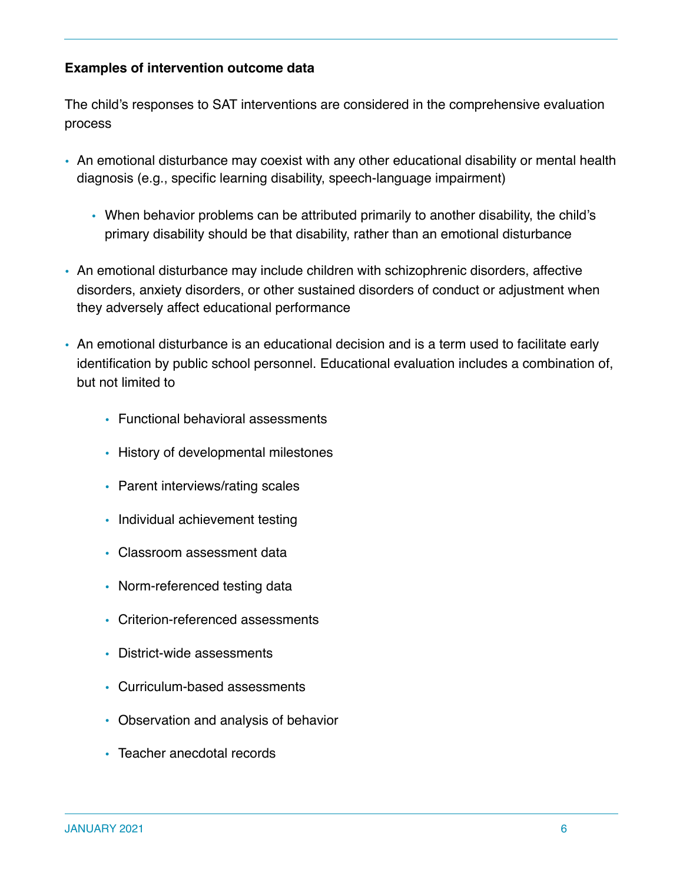**Examples of intervention outcome data**

The child's responses to SAT interventions are considered in the comprehensive evaluation process

- An emotional disturbance may coexist with any other educational disability or mental health diagnosis (e.g., specific learning disability, speech-language impairment)
    - When behavior problems can be attributed primarily to another disability, the child's primary disability should be that disability, rather than an emotional disturbance
- An emotional disturbance may include children with schizophrenic disorders, affective disorders, anxiety disorders, or other sustained disorders of conduct or adjustment when they adversely affect educational performance
- An emotional disturbance is an educational decision and is a term used to facilitate early identification by public school personnel. Educational evaluation includes a combination of, but not limited to
    - Functional behavioral assessments
    - History of developmental milestones
    - Parent interviews/rating scales
    - Individual achievement testing
    - Classroom assessment data
    - Norm-referenced testing data
    - Criterion-referenced assessments
    - District-wide assessments
    - Curriculum-based assessments
    - Observation and analysis of behavior
    - Teacher anecdotal records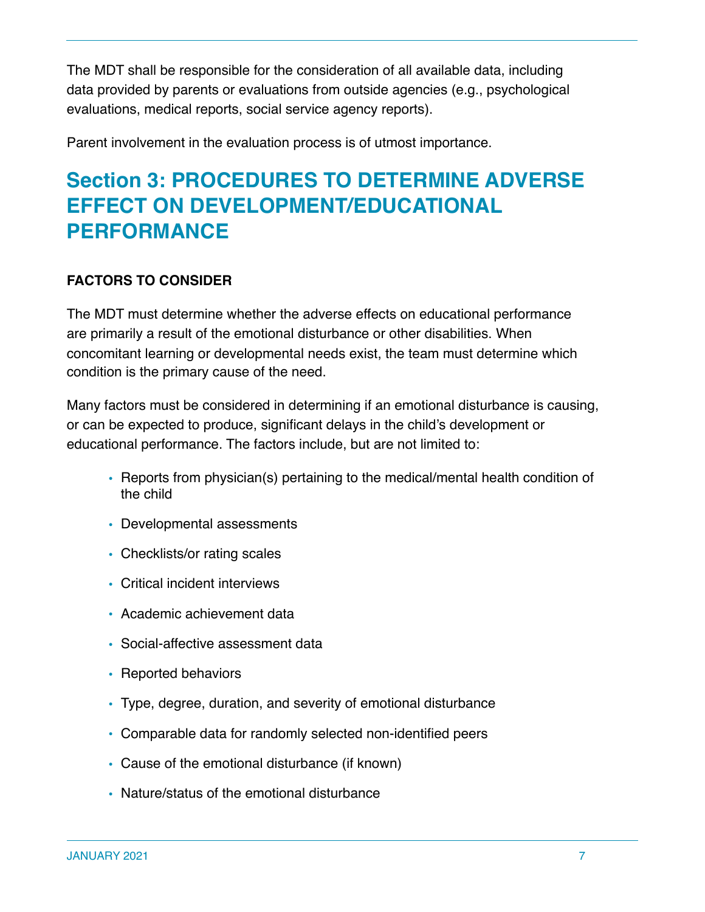The MDT shall be responsible for the consideration of all available data, including data provided by parents or evaluations from outside agencies (e.g., psychological evaluations, medical reports, social service agency reports).

Parent involvement in the evaluation process is of utmost importance.

# Section 3: PROCEDURES TO DETERMINE ADVERSE EFFECT ON DEVELOPMENT/EDUCATIONAL PERFORMANCE

**FACTORS TO CONSIDER**

The MDT must determine whether the adverse effects on educational performance are primarily a result of the emotional disturbance or other disabilities. When concomitant learning or developmental needs exist, the team must determine which condition is the primary cause of the need.

Many factors must be considered in determining if an emotional disturbance is causing, or can be expected to produce, significant delays in the child's development or educational performance. The factors include, but are not limited to:

- Reports from physician(s) pertaining to the medical/mental health condition of the child
- Developmental assessments
- Checklists/or rating scales
- Critical incident interviews
- Academic achievement data
- Social-affective assessment data
- Reported behaviors
- Type, degree, duration, and severity of emotional disturbance
- Comparable data for randomly selected non-identified peers
- Cause of the emotional disturbance (if known)
- Nature/status of the emotional disturbance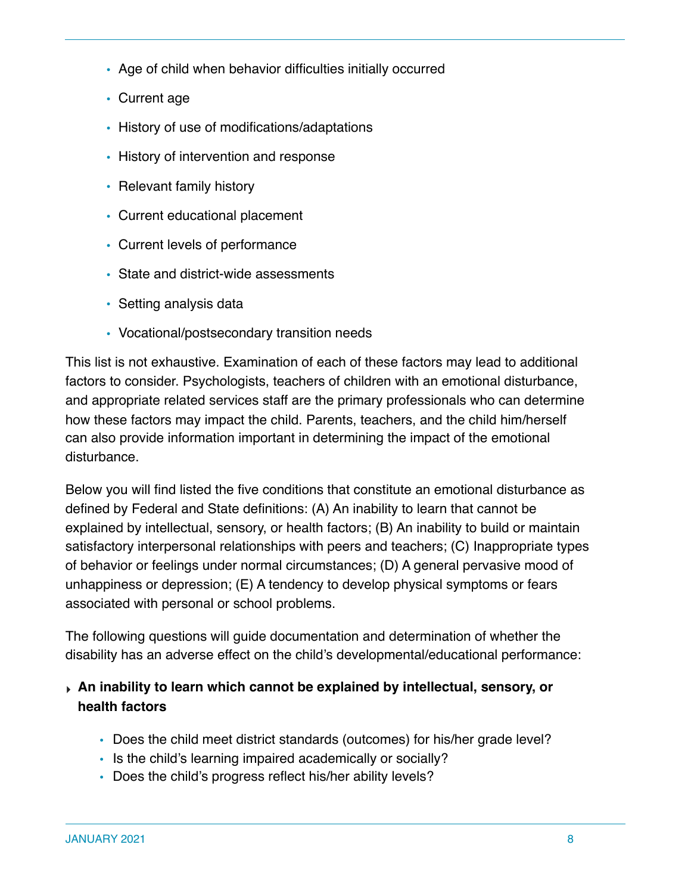- Age of child when behavior difficulties initially occurred
- Current age
- History of use of modifications/adaptations
- History of intervention and response
- Relevant family history
- Current educational placement
- Current levels of performance
- State and district-wide assessments
- Setting analysis data
- Vocational/postsecondary transition needs

This list is not exhaustive. Examination of each of these factors may lead to additional factors to consider. Psychologists, teachers of children with an emotional disturbance, and appropriate related services staff are the primary professionals who can determine how these factors may impact the child. Parents, teachers, and the child him/herself can also provide information important in determining the impact of the emotional disturbance.

Below you will find listed the five conditions that constitute an emotional disturbance as defined by Federal and State definitions: (A) An inability to learn that cannot be explained by intellectual, sensory, or health factors; (B) An inability to build or maintain satisfactory interpersonal relationships with peers and teachers; (C) Inappropriate types of behavior or feelings under normal circumstances; (D) A general pervasive mood of unhappiness or depression; (E) A tendency to develop physical symptoms or fears associated with personal or school problems.

The following questions will guide documentation and determination of whether the disability has an adverse effect on the child's developmental/educational performance:

- **An inability to learn which cannot be explained by intellectual, sensory, or health factors**
  - Does the child meet district standards (outcomes) for his/her grade level?
  - Is the child's learning impaired academically or socially?
  - Does the child's progress reflect his/her ability levels?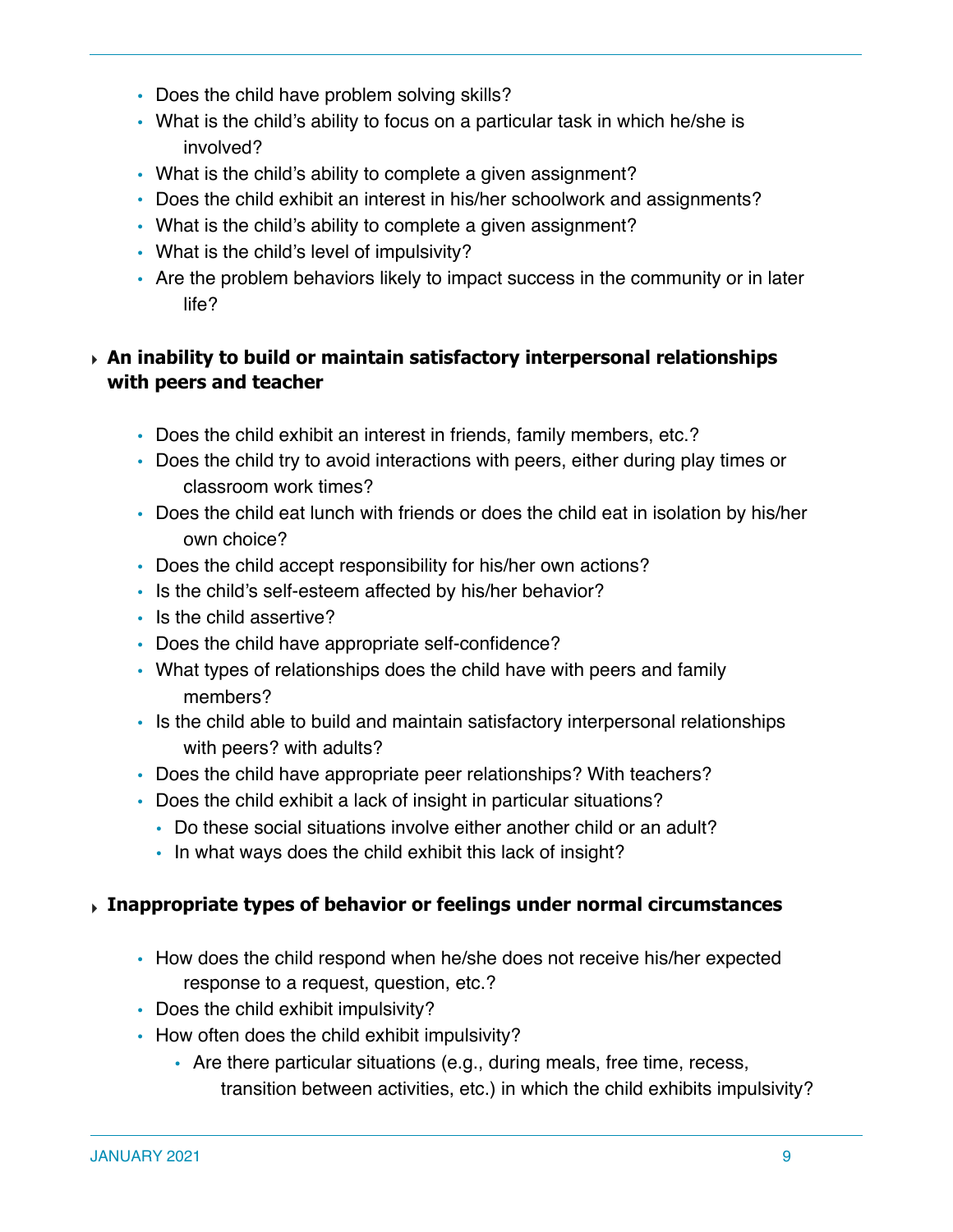- Does the child have problem solving skills?
- What is the child's ability to focus on a particular task in which he/she is involved?
- What is the child's ability to complete a given assignment?
- Does the child exhibit an interest in his/her schoolwork and assignments?
- What is the child's ability to complete a given assignment?
- What is the child's level of impulsivity?
- Are the problem behaviors likely to impact success in the community or in later life?

**An inability to build or maintain satisfactory interpersonal relationships with peers and teacher**

- Does the child exhibit an interest in friends, family members, etc.?
- Does the child try to avoid interactions with peers, either during play times or classroom work times?
- Does the child eat lunch with friends or does the child eat in isolation by his/her own choice?
- Does the child accept responsibility for his/her own actions?
- Is the child's self-esteem affected by his/her behavior?
- Is the child assertive?
- Does the child have appropriate self-confidence?
- What types of relationships does the child have with peers and family members?
- Is the child able to build and maintain satisfactory interpersonal relationships with peers? with adults?
- Does the child have appropriate peer relationships? With teachers?
- Does the child exhibit a lack of insight in particular situations?
  - Do these social situations involve either another child or an adult?
  - In what ways does the child exhibit this lack of insight?

**Inappropriate types of behavior or feelings under normal circumstances**

- How does the child respond when he/she does not receive his/her expected response to a request, question, etc.?
- Does the child exhibit impulsivity?
- How often does the child exhibit impulsivity?
  - Are there particular situations (e.g., during meals, free time, recess, transition between activities, etc.) in which the child exhibits impulsivity?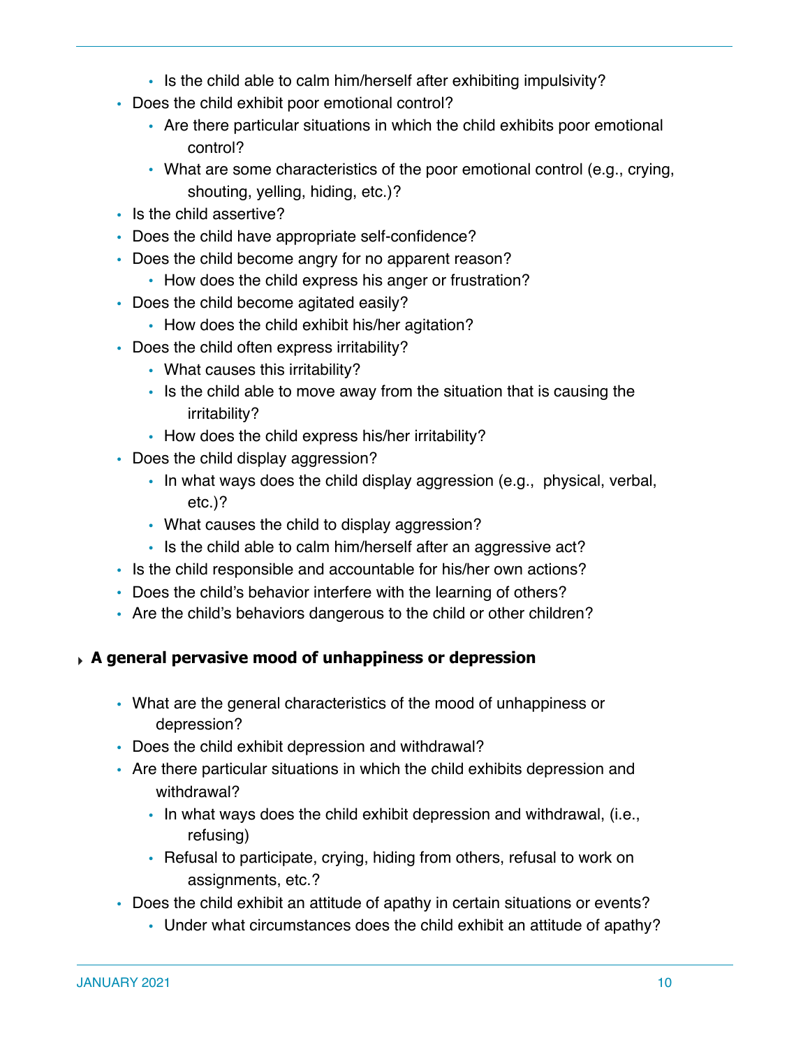- Is the child able to calm him/herself after exhibiting impulsivity?
- Does the child exhibit poor emotional control?
    - Are there particular situations in which the child exhibits poor emotional control?
    - What are some characteristics of the poor emotional control (e.g., crying, shouting, yelling, hiding, etc.)?
- Is the child assertive?
- Does the child have appropriate self-confidence?
- Does the child become angry for no apparent reason?
    - How does the child express his anger or frustration?
- Does the child become agitated easily?
    - How does the child exhibit his/her agitation?
- Does the child often express irritability?
    - What causes this irritability?
    - Is the child able to move away from the situation that is causing the irritability?
    - How does the child express his/her irritability?
- Does the child display aggression?
    - In what ways does the child display aggression (e.g., physical, verbal, etc.)?
    - What causes the child to display aggression?
    - Is the child able to calm him/herself after an aggressive act?
- Is the child responsible and accountable for his/her own actions?
- Does the child's behavior interfere with the learning of others?
- Are the child's behaviors dangerous to the child or other children?

**A general pervasive mood of unhappiness or depression**

- What are the general characteristics of the mood of unhappiness or depression?
- Does the child exhibit depression and withdrawal?
- Are there particular situations in which the child exhibits depression and withdrawal?
    - In what ways does the child exhibit depression and withdrawal, (i.e., refusing)
    - Refusal to participate, crying, hiding from others, refusal to work on assignments, etc.?
- Does the child exhibit an attitude of apathy in certain situations or events?
    - Under what circumstances does the child exhibit an attitude of apathy?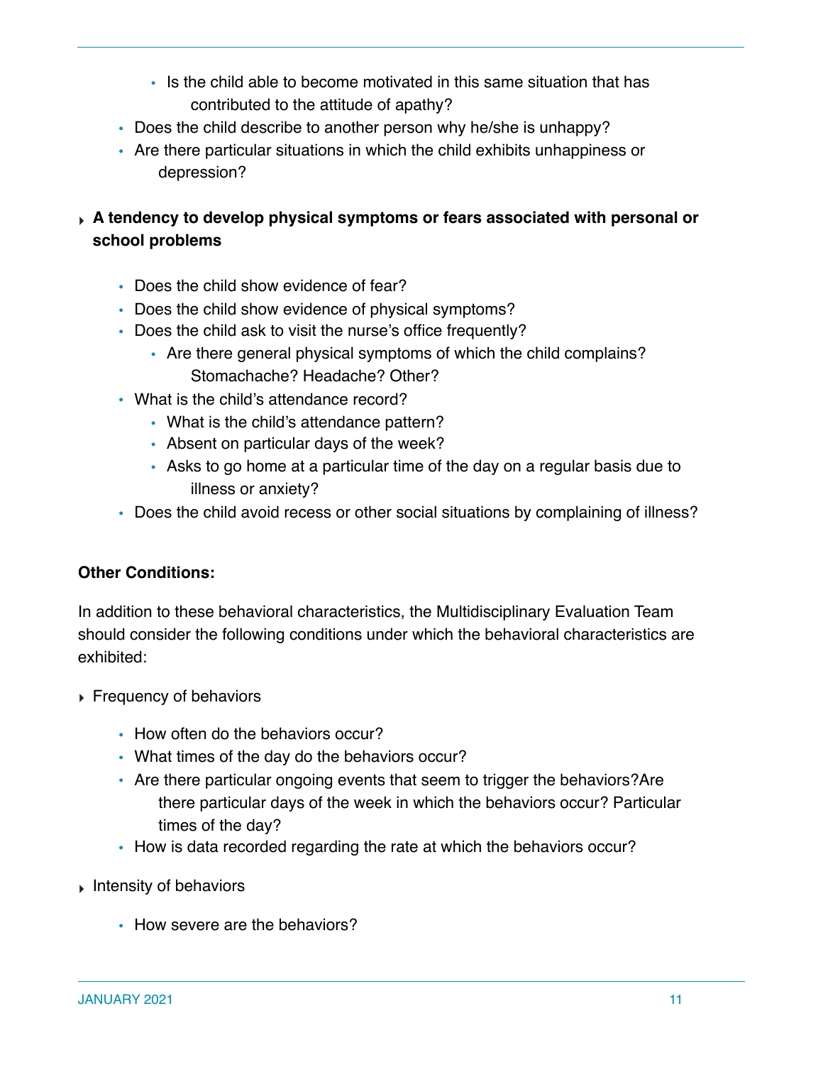- Is the child able to become motivated in this same situation that has contributed to the attitude of apathy?
  - Does the child describe to another person why he/she is unhappy?
  - Are there particular situations in which the child exhibits unhappiness or depression?

- **A tendency to develop physical symptoms or fears associated with personal or school problems**

  - Does the child show evidence of fear?
  - Does the child show evidence of physical symptoms?
  - Does the child ask to visit the nurse's office frequently?
    - Are there general physical symptoms of which the child complains? Stomachache? Headache? Other?
  - What is the child's attendance record?
    - What is the child's attendance pattern?
    - Absent on particular days of the week?
    - Asks to go home at a particular time of the day on a regular basis due to illness or anxiety?
  - Does the child avoid recess or other social situations by complaining of illness?

**Other Conditions:**

In addition to these behavioral characteristics, the Multidisciplinary Evaluation Team should consider the following conditions under which the behavioral characteristics are exhibited:

- Frequency of behaviors

  - How often do the behaviors occur?
  - What times of the day do the behaviors occur?
  - Are there particular ongoing events that seem to trigger the behaviors?Are there particular days of the week in which the behaviors occur? Particular times of the day?
  - How is data recorded regarding the rate at which the behaviors occur?

- Intensity of behaviors

  - How severe are the behaviors?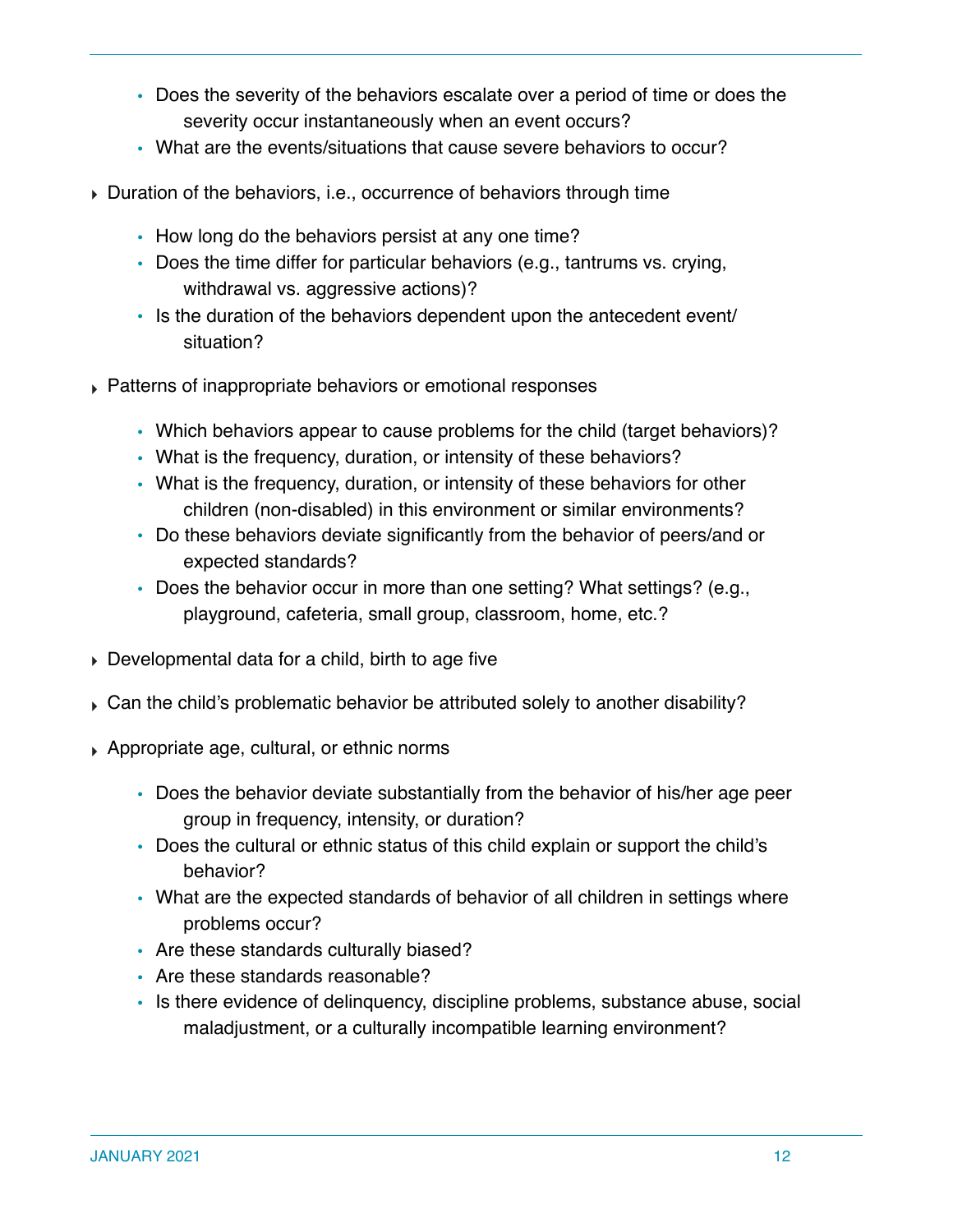- Does the severity of the behaviors escalate over a period of time or does the severity occur instantaneously when an event occurs?
- What are the events/situations that cause severe behaviors to occur?

- Duration of the behaviors, i.e., occurrence of behaviors through time
  - How long do the behaviors persist at any one time?
  - Does the time differ for particular behaviors (e.g., tantrums vs. crying, withdrawal vs. aggressive actions)?
  - Is the duration of the behaviors dependent upon the antecedent event/situation?

- Patterns of inappropriate behaviors or emotional responses
  - Which behaviors appear to cause problems for the child (target behaviors)?
  - What is the frequency, duration, or intensity of these behaviors?
  - What is the frequency, duration, or intensity of these behaviors for other children (non-disabled) in this environment or similar environments?
  - Do these behaviors deviate significantly from the behavior of peers/and or expected standards?
  - Does the behavior occur in more than one setting? What settings? (e.g., playground, cafeteria, small group, classroom, home, etc.?

- Developmental data for a child, birth to age five

- Can the child's problematic behavior be attributed solely to another disability?

- Appropriate age, cultural, or ethnic norms
  - Does the behavior deviate substantially from the behavior of his/her age peer group in frequency, intensity, or duration?
  - Does the cultural or ethnic status of this child explain or support the child's behavior?
  - What are the expected standards of behavior of all children in settings where problems occur?
  - Are these standards culturally biased?
  - Are these standards reasonable?
  - Is there evidence of delinquency, discipline problems, substance abuse, social maladjustment, or a culturally incompatible learning environment?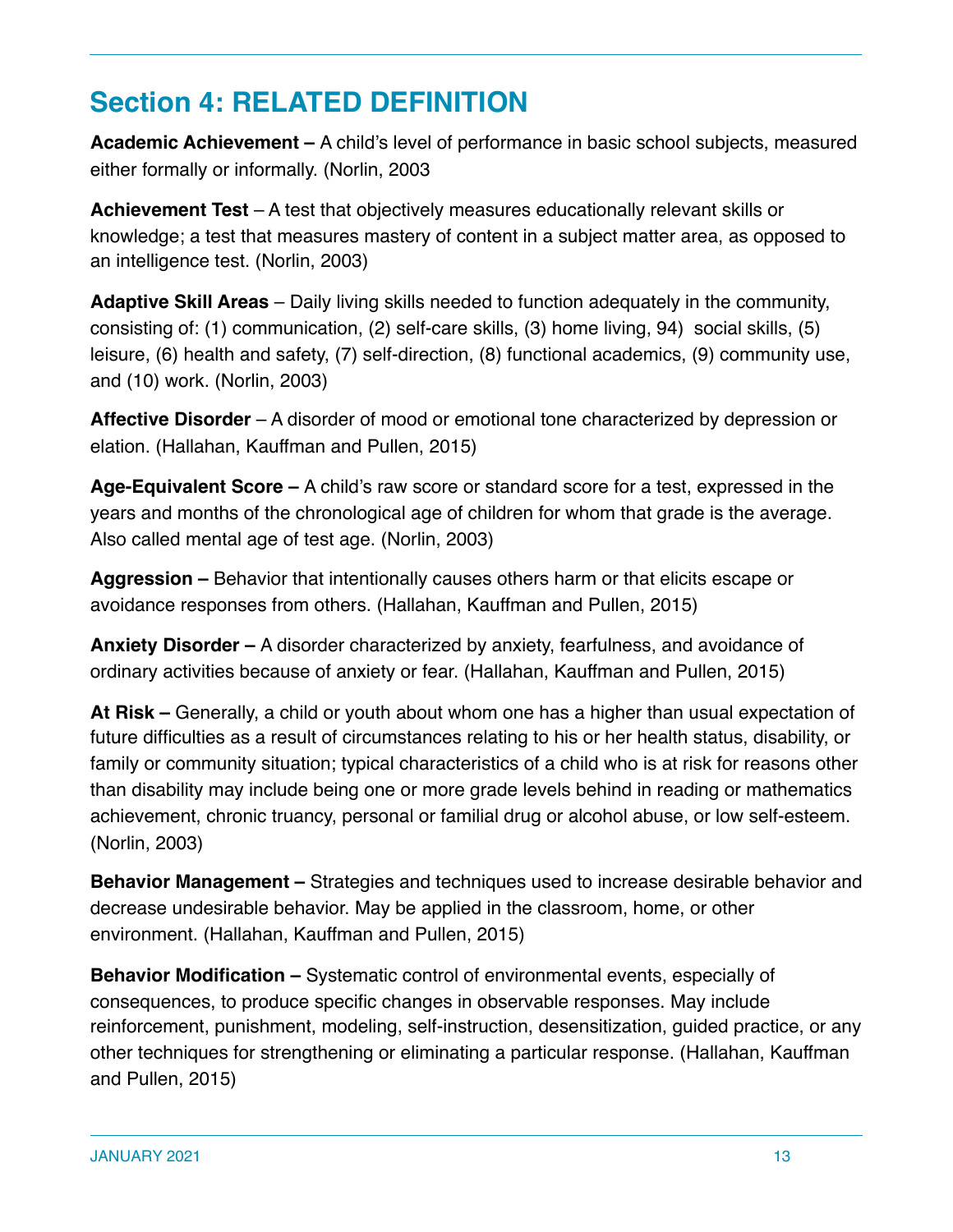## Section 4: RELATED DEFINITION

**Academic Achievement –** A child's level of performance in basic school subjects, measured either formally or informally. (Norlin, 2003

**Achievement Test** – A test that objectively measures educationally relevant skills or knowledge; a test that measures mastery of content in a subject matter area, as opposed to an intelligence test. (Norlin, 2003)

**Adaptive Skill Areas** – Daily living skills needed to function adequately in the community, consisting of: (1) communication, (2) self-care skills, (3) home living, 94) social skills, (5) leisure, (6) health and safety, (7) self-direction, (8) functional academics, (9) community use, and (10) work. (Norlin, 2003)

**Affective Disorder** – A disorder of mood or emotional tone characterized by depression or elation. (Hallahan, Kauffman and Pullen, 2015)

**Age-Equivalent Score –** A child's raw score or standard score for a test, expressed in the years and months of the chronological age of children for whom that grade is the average. Also called mental age of test age. (Norlin, 2003)

**Aggression –** Behavior that intentionally causes others harm or that elicits escape or avoidance responses from others. (Hallahan, Kauffman and Pullen, 2015)

**Anxiety Disorder –** A disorder characterized by anxiety, fearfulness, and avoidance of ordinary activities because of anxiety or fear. (Hallahan, Kauffman and Pullen, 2015)

**At Risk –** Generally, a child or youth about whom one has a higher than usual expectation of future difficulties as a result of circumstances relating to his or her health status, disability, or family or community situation; typical characteristics of a child who is at risk for reasons other than disability may include being one or more grade levels behind in reading or mathematics achievement, chronic truancy, personal or familial drug or alcohol abuse, or low self-esteem. (Norlin, 2003)

**Behavior Management –** Strategies and techniques used to increase desirable behavior and decrease undesirable behavior. May be applied in the classroom, home, or other environment. (Hallahan, Kauffman and Pullen, 2015)

**Behavior Modification –** Systematic control of environmental events, especially of consequences, to produce specific changes in observable responses. May include reinforcement, punishment, modeling, self-instruction, desensitization, guided practice, or any other techniques for strengthening or eliminating a particular response. (Hallahan, Kauffman and Pullen, 2015)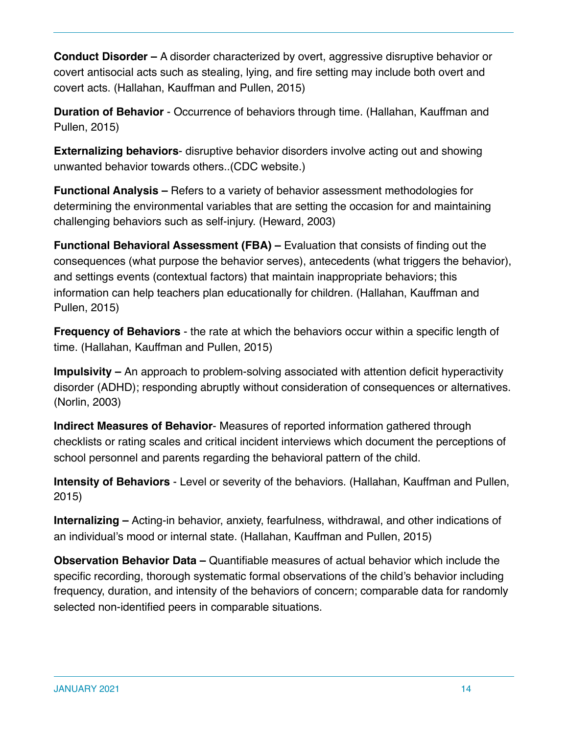**Conduct Disorder –** A disorder characterized by overt, aggressive disruptive behavior or covert antisocial acts such as stealing, lying, and fire setting may include both overt and covert acts. (Hallahan, Kauffman and Pullen, 2015)

**Duration of Behavior** - Occurrence of behaviors through time. (Hallahan, Kauffman and Pullen, 2015)

**Externalizing behaviors**- disruptive behavior disorders involve acting out and showing unwanted behavior towards others..(CDC website.)

**Functional Analysis –** Refers to a variety of behavior assessment methodologies for determining the environmental variables that are setting the occasion for and maintaining challenging behaviors such as self-injury. (Heward, 2003)

**Functional Behavioral Assessment (FBA) –** Evaluation that consists of finding out the consequences (what purpose the behavior serves), antecedents (what triggers the behavior), and settings events (contextual factors) that maintain inappropriate behaviors; this information can help teachers plan educationally for children. (Hallahan, Kauffman and Pullen, 2015)

**Frequency of Behaviors** - the rate at which the behaviors occur within a specific length of time. (Hallahan, Kauffman and Pullen, 2015)

**Impulsivity –** An approach to problem-solving associated with attention deficit hyperactivity disorder (ADHD); responding abruptly without consideration of consequences or alternatives. (Norlin, 2003)

**Indirect Measures of Behavior**- Measures of reported information gathered through checklists or rating scales and critical incident interviews which document the perceptions of school personnel and parents regarding the behavioral pattern of the child.

**Intensity of Behaviors** - Level or severity of the behaviors. (Hallahan, Kauffman and Pullen, 2015)

**Internalizing –** Acting-in behavior, anxiety, fearfulness, withdrawal, and other indications of an individual's mood or internal state. (Hallahan, Kauffman and Pullen, 2015)

**Observation Behavior Data –** Quantifiable measures of actual behavior which include the specific recording, thorough systematic formal observations of the child's behavior including frequency, duration, and intensity of the behaviors of concern; comparable data for randomly selected non-identified peers in comparable situations.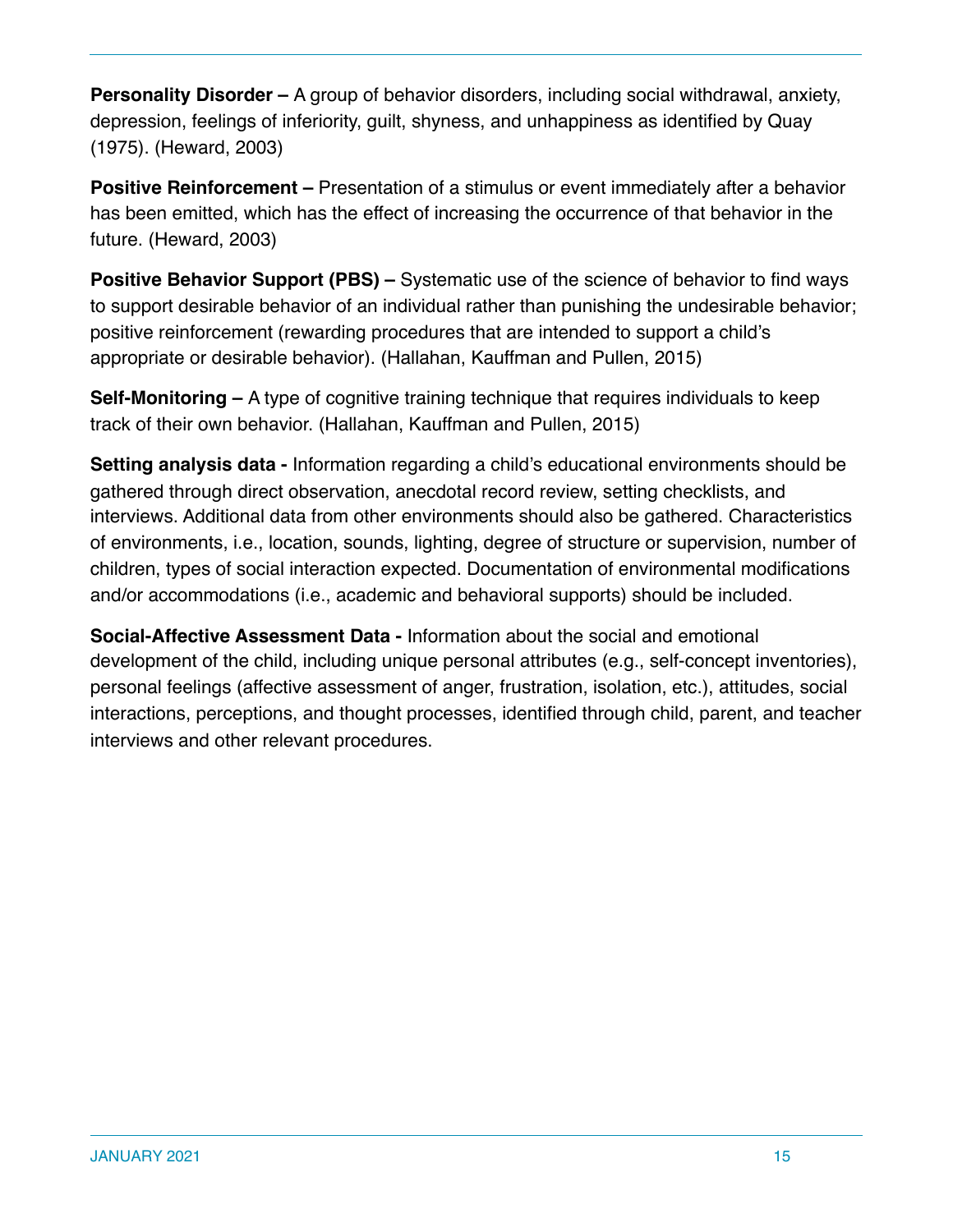**Personality Disorder –** A group of behavior disorders, including social withdrawal, anxiety, depression, feelings of inferiority, guilt, shyness, and unhappiness as identified by Quay (1975). (Heward, 2003)

**Positive Reinforcement –** Presentation of a stimulus or event immediately after a behavior has been emitted, which has the effect of increasing the occurrence of that behavior in the future. (Heward, 2003)

**Positive Behavior Support (PBS) –** Systematic use of the science of behavior to find ways to support desirable behavior of an individual rather than punishing the undesirable behavior; positive reinforcement (rewarding procedures that are intended to support a child's appropriate or desirable behavior). (Hallahan, Kauffman and Pullen, 2015)

**Self-Monitoring –** A type of cognitive training technique that requires individuals to keep track of their own behavior. (Hallahan, Kauffman and Pullen, 2015)

**Setting analysis data -** Information regarding a child's educational environments should be gathered through direct observation, anecdotal record review, setting checklists, and interviews. Additional data from other environments should also be gathered. Characteristics of environments, i.e., location, sounds, lighting, degree of structure or supervision, number of children, types of social interaction expected. Documentation of environmental modifications and/or accommodations (i.e., academic and behavioral supports) should be included.

**Social-Affective Assessment Data -** Information about the social and emotional development of the child, including unique personal attributes (e.g., self-concept inventories), personal feelings (affective assessment of anger, frustration, isolation, etc.), attitudes, social interactions, perceptions, and thought processes, identified through child, parent, and teacher interviews and other relevant procedures.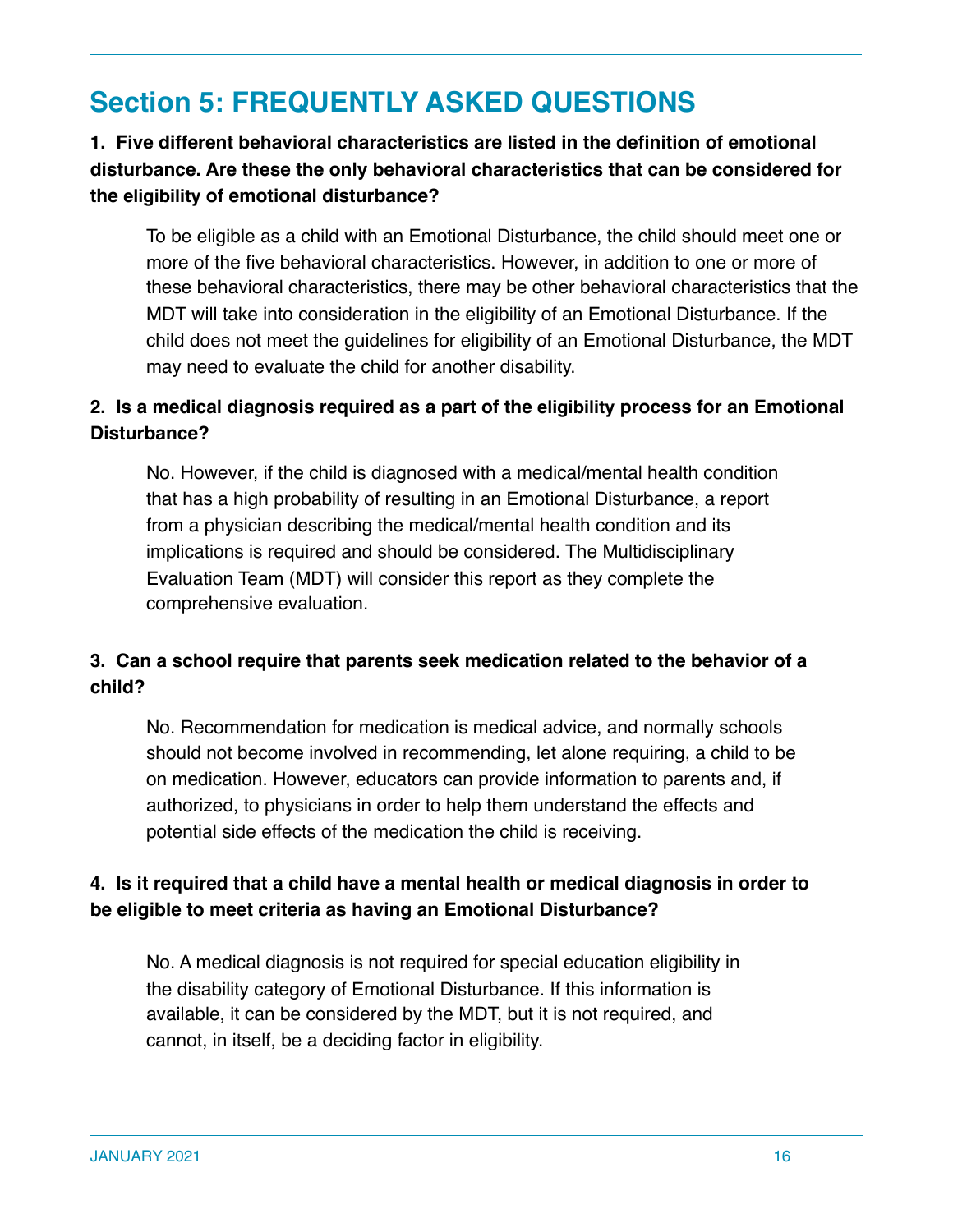# Section 5: FREQUENTLY ASKED QUESTIONS

**1. Five different behavioral characteristics are listed in the definition of emotional disturbance. Are these the only behavioral characteristics that can be considered for the eligibility of emotional disturbance?**

To be eligible as a child with an Emotional Disturbance, the child should meet one or more of the five behavioral characteristics. However, in addition to one or more of these behavioral characteristics, there may be other behavioral characteristics that the MDT will take into consideration in the eligibility of an Emotional Disturbance. If the child does not meet the guidelines for eligibility of an Emotional Disturbance, the MDT may need to evaluate the child for another disability.

**2. Is a medical diagnosis required as a part of the eligibility process for an Emotional Disturbance?**

No. However, if the child is diagnosed with a medical/mental health condition that has a high probability of resulting in an Emotional Disturbance, a report from a physician describing the medical/mental health condition and its implications is required and should be considered. The Multidisciplinary Evaluation Team (MDT) will consider this report as they complete the comprehensive evaluation.

**3. Can a school require that parents seek medication related to the behavior of a child?**

No. Recommendation for medication is medical advice, and normally schools should not become involved in recommending, let alone requiring, a child to be on medication. However, educators can provide information to parents and, if authorized, to physicians in order to help them understand the effects and potential side effects of the medication the child is receiving.

**4. Is it required that a child have a mental health or medical diagnosis in order to be eligible to meet criteria as having an Emotional Disturbance?**

No. A medical diagnosis is not required for special education eligibility in the disability category of Emotional Disturbance. If this information is available, it can be considered by the MDT, but it is not required, and cannot, in itself, be a deciding factor in eligibility.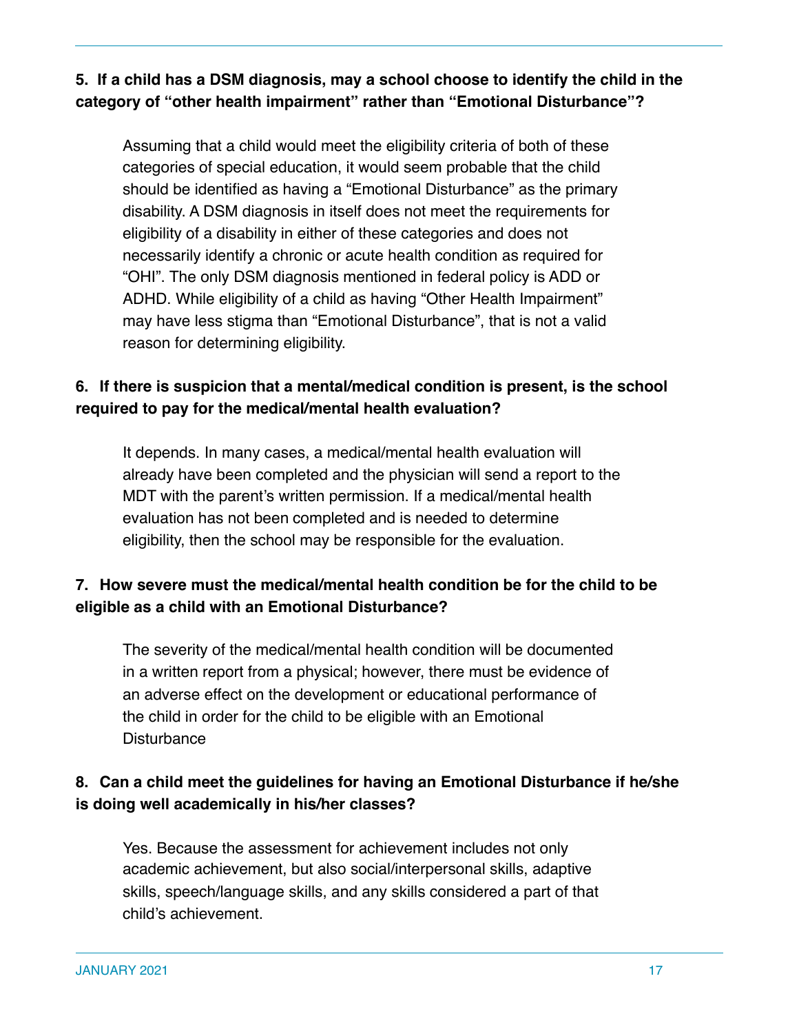**5. If a child has a DSM diagnosis, may a school choose to identify the child in the category of "other health impairment" rather than "Emotional Disturbance"?**

Assuming that a child would meet the eligibility criteria of both of these categories of special education, it would seem probable that the child should be identified as having a "Emotional Disturbance" as the primary disability. A DSM diagnosis in itself does not meet the requirements for eligibility of a disability in either of these categories and does not necessarily identify a chronic or acute health condition as required for "OHI". The only DSM diagnosis mentioned in federal policy is ADD or ADHD. While eligibility of a child as having "Other Health Impairment" may have less stigma than "Emotional Disturbance", that is not a valid reason for determining eligibility.

**6. If there is suspicion that a mental/medical condition is present, is the school required to pay for the medical/mental health evaluation?**

It depends. In many cases, a medical/mental health evaluation will already have been completed and the physician will send a report to the MDT with the parent's written permission. If a medical/mental health evaluation has not been completed and is needed to determine eligibility, then the school may be responsible for the evaluation.

**7. How severe must the medical/mental health condition be for the child to be eligible as a child with an Emotional Disturbance?**

The severity of the medical/mental health condition will be documented in a written report from a physical; however, there must be evidence of an adverse effect on the development or educational performance of the child in order for the child to be eligible with an Emotional Disturbance

**8. Can a child meet the guidelines for having an Emotional Disturbance if he/she is doing well academically in his/her classes?**

Yes. Because the assessment for achievement includes not only academic achievement, but also social/interpersonal skills, adaptive skills, speech/language skills, and any skills considered a part of that child's achievement.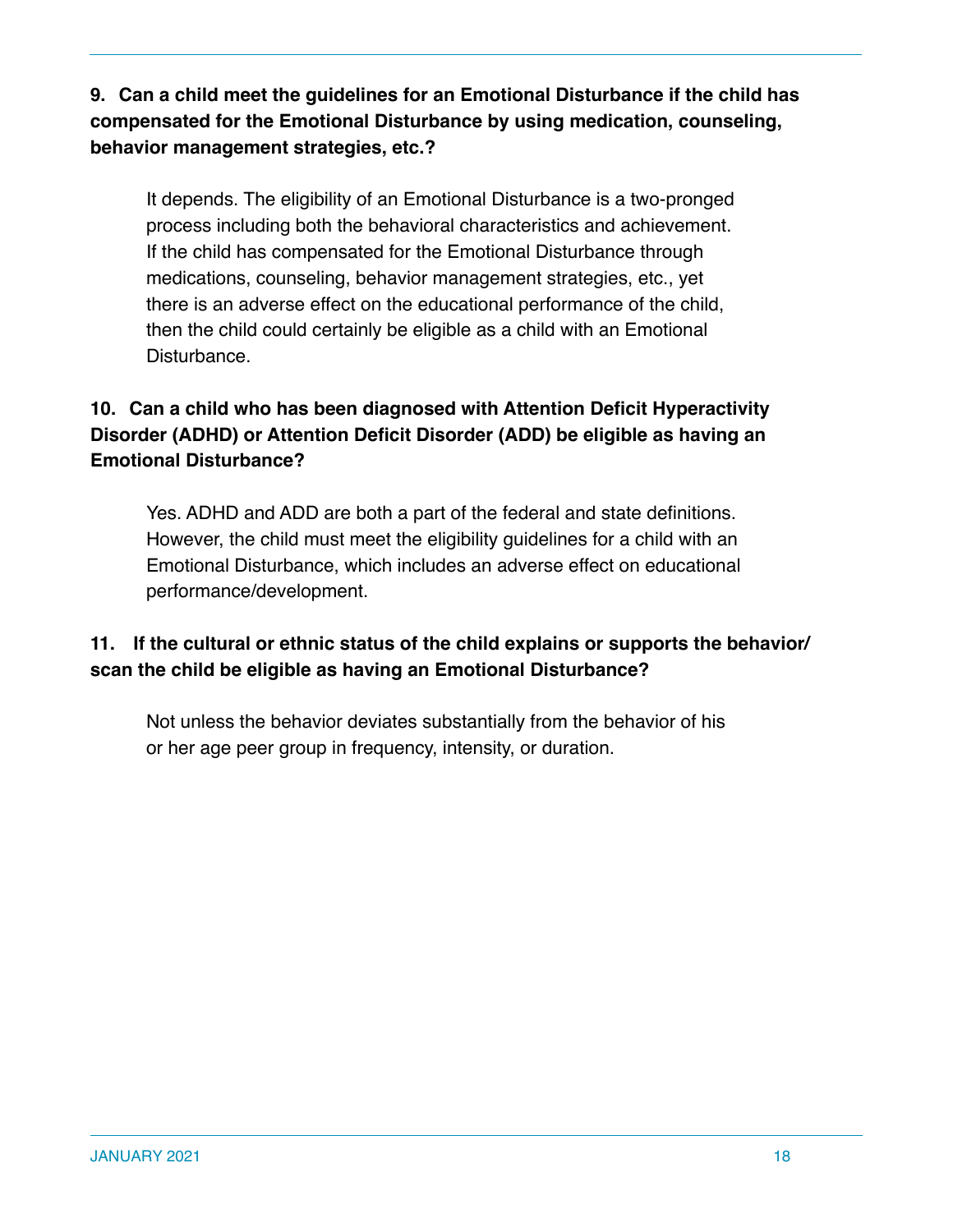**9. Can a child meet the guidelines for an Emotional Disturbance if the child has compensated for the Emotional Disturbance by using medication, counseling, behavior management strategies, etc.?**

It depends. The eligibility of an Emotional Disturbance is a two-pronged process including both the behavioral characteristics and achievement. If the child has compensated for the Emotional Disturbance through medications, counseling, behavior management strategies, etc., yet there is an adverse effect on the educational performance of the child, then the child could certainly be eligible as a child with an Emotional Disturbance.

**10. Can a child who has been diagnosed with Attention Deficit Hyperactivity Disorder (ADHD) or Attention Deficit Disorder (ADD) be eligible as having an Emotional Disturbance?**

Yes. ADHD and ADD are both a part of the federal and state definitions. However, the child must meet the eligibility guidelines for a child with an Emotional Disturbance, which includes an adverse effect on educational performance/development.

**11. If the cultural or ethnic status of the child explains or supports the behavior/ scan the child be eligible as having an Emotional Disturbance?**

Not unless the behavior deviates substantially from the behavior of his or her age peer group in frequency, intensity, or duration.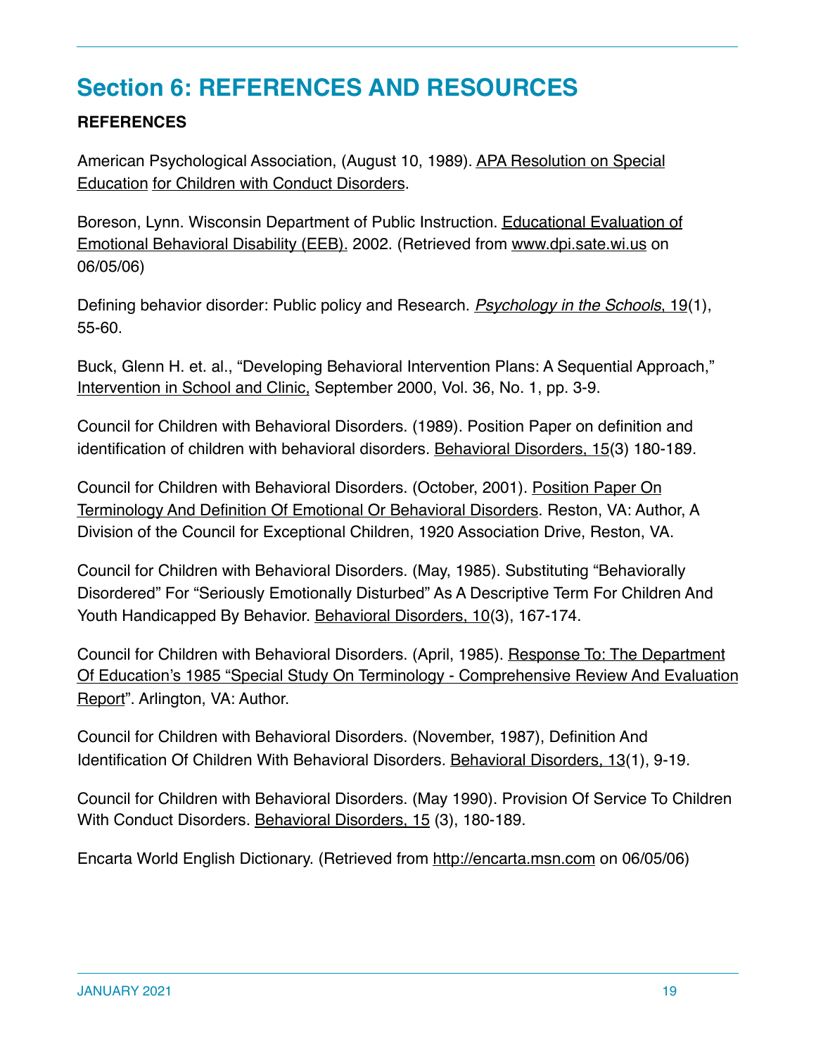# Section 6: REFERENCES AND RESOURCES

**REFERENCES**

American Psychological Association, (August 10, 1989). APA Resolution on Special Education for Children with Conduct Disorders.

Boreson, Lynn. Wisconsin Department of Public Instruction. Educational Evaluation of Emotional Behavioral Disability (EEB). 2002. (Retrieved from www.dpi.sate.wi.us on 06/05/06)

Defining behavior disorder: Public policy and Research. *Psychology in the Schools*, 19(1), 55-60.

Buck, Glenn H. et. al., "Developing Behavioral Intervention Plans: A Sequential Approach," Intervention in School and Clinic, September 2000, Vol. 36, No. 1, pp. 3-9.

Council for Children with Behavioral Disorders. (1989). Position Paper on definition and identification of children with behavioral disorders. Behavioral Disorders, 15(3) 180-189.

Council for Children with Behavioral Disorders. (October, 2001). Position Paper On Terminology And Definition Of Emotional Or Behavioral Disorders. Reston, VA: Author, A Division of the Council for Exceptional Children, 1920 Association Drive, Reston, VA.

Council for Children with Behavioral Disorders. (May, 1985). Substituting "Behaviorally Disordered" For "Seriously Emotionally Disturbed" As A Descriptive Term For Children And Youth Handicapped By Behavior. Behavioral Disorders, 10(3), 167-174.

Council for Children with Behavioral Disorders. (April, 1985). Response To: The Department Of Education's 1985 "Special Study On Terminology - Comprehensive Review And Evaluation Report". Arlington, VA: Author.

Council for Children with Behavioral Disorders. (November, 1987), Definition And Identification Of Children With Behavioral Disorders. Behavioral Disorders, 13(1), 9-19.

Council for Children with Behavioral Disorders. (May 1990). Provision Of Service To Children With Conduct Disorders. Behavioral Disorders, 15 (3), 180-189.

Encarta World English Dictionary. (Retrieved from http://encarta.msn.com on 06/05/06)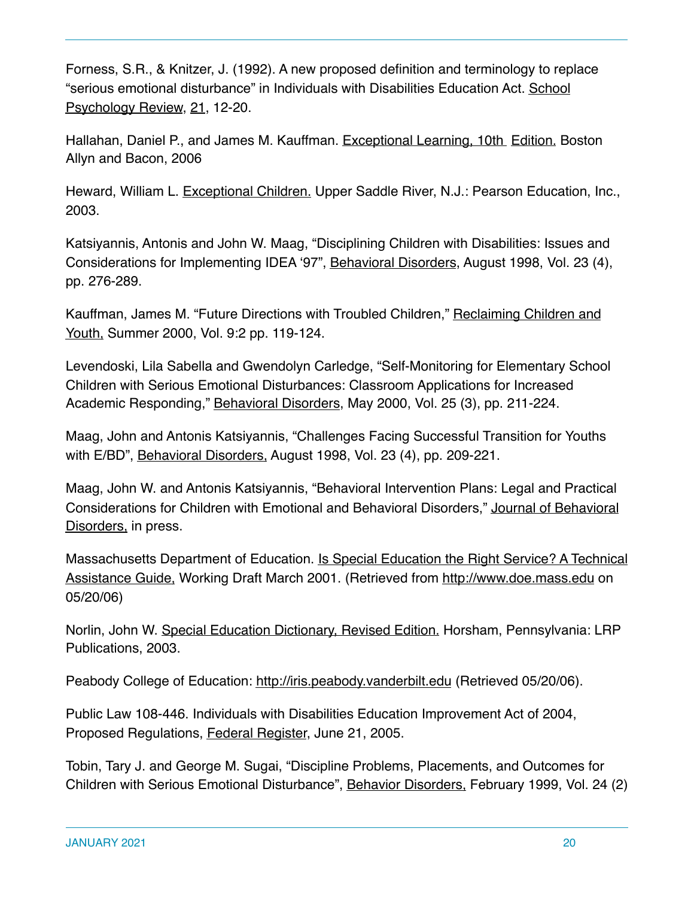Forness, S.R., & Knitzer, J. (1992). A new proposed definition and terminology to replace "serious emotional disturbance" in Individuals with Disabilities Education Act. School Psychology Review, 21, 12-20.

Hallahan, Daniel P., and James M. Kauffman. Exceptional Learning, 10th Edition. Boston Allyn and Bacon, 2006

Heward, William L. Exceptional Children. Upper Saddle River, N.J.: Pearson Education, Inc., 2003.

Katsiyannis, Antonis and John W. Maag, "Disciplining Children with Disabilities: Issues and Considerations for Implementing IDEA '97", Behavioral Disorders, August 1998, Vol. 23 (4), pp. 276-289.

Kauffman, James M. "Future Directions with Troubled Children," Reclaiming Children and Youth, Summer 2000, Vol. 9:2 pp. 119-124.

Levendoski, Lila Sabella and Gwendolyn Carledge, "Self-Monitoring for Elementary School Children with Serious Emotional Disturbances: Classroom Applications for Increased Academic Responding," Behavioral Disorders, May 2000, Vol. 25 (3), pp. 211-224.

Maag, John and Antonis Katsiyannis, "Challenges Facing Successful Transition for Youths with E/BD", Behavioral Disorders, August 1998, Vol. 23 (4), pp. 209-221.

Maag, John W. and Antonis Katsiyannis, "Behavioral Intervention Plans: Legal and Practical Considerations for Children with Emotional and Behavioral Disorders," Journal of Behavioral Disorders, in press.

Massachusetts Department of Education. Is Special Education the Right Service? A Technical Assistance Guide, Working Draft March 2001. (Retrieved from http://www.doe.mass.edu on 05/20/06)

Norlin, John W. Special Education Dictionary, Revised Edition. Horsham, Pennsylvania: LRP Publications, 2003.

Peabody College of Education: http://iris.peabody.vanderbilt.edu (Retrieved 05/20/06).

Public Law 108-446. Individuals with Disabilities Education Improvement Act of 2004, Proposed Regulations, Federal Register, June 21, 2005.

Tobin, Tary J. and George M. Sugai, "Discipline Problems, Placements, and Outcomes for Children with Serious Emotional Disturbance", Behavior Disorders, February 1999, Vol. 24 (2)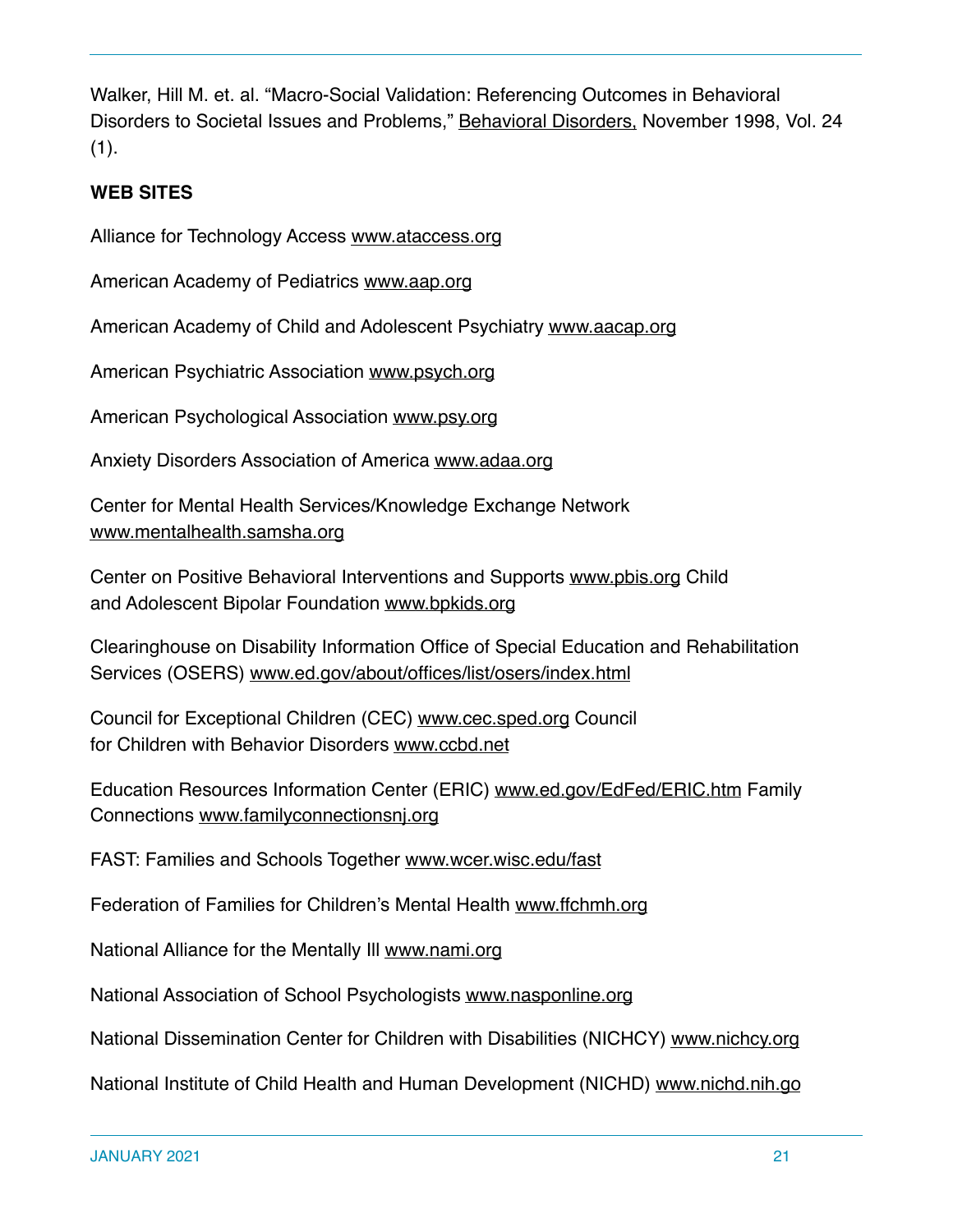Walker, Hill M. et. al. "Macro-Social Validation: Referencing Outcomes in Behavioral Disorders to Societal Issues and Problems," Behavioral Disorders, November 1998, Vol. 24 (1).

**WEB SITES**

Alliance for Technology Access www.ataccess.org

American Academy of Pediatrics www.aap.org

American Academy of Child and Adolescent Psychiatry www.aacap.org

American Psychiatric Association www.psych.org

American Psychological Association www.psy.org

Anxiety Disorders Association of America www.adaa.org

Center for Mental Health Services/Knowledge Exchange Network www.mentalhealth.samsha.org

Center on Positive Behavioral Interventions and Supports www.pbis.org Child and Adolescent Bipolar Foundation www.bpkids.org

Clearinghouse on Disability Information Office of Special Education and Rehabilitation Services (OSERS) www.ed.gov/about/offices/list/osers/index.html

Council for Exceptional Children (CEC) www.cec.sped.org Council for Children with Behavior Disorders www.ccbd.net

Education Resources Information Center (ERIC) www.ed.gov/EdFed/ERIC.htm Family Connections www.familyconnectionsnj.org

FAST: Families and Schools Together www.wcer.wisc.edu/fast

Federation of Families for Children's Mental Health www.ffchmh.org

National Alliance for the Mentally Ill www.nami.org

National Association of School Psychologists www.nasponline.org

National Dissemination Center for Children with Disabilities (NICHCY) www.nichcy.org

National Institute of Child Health and Human Development (NICHD) www.nichd.nih.go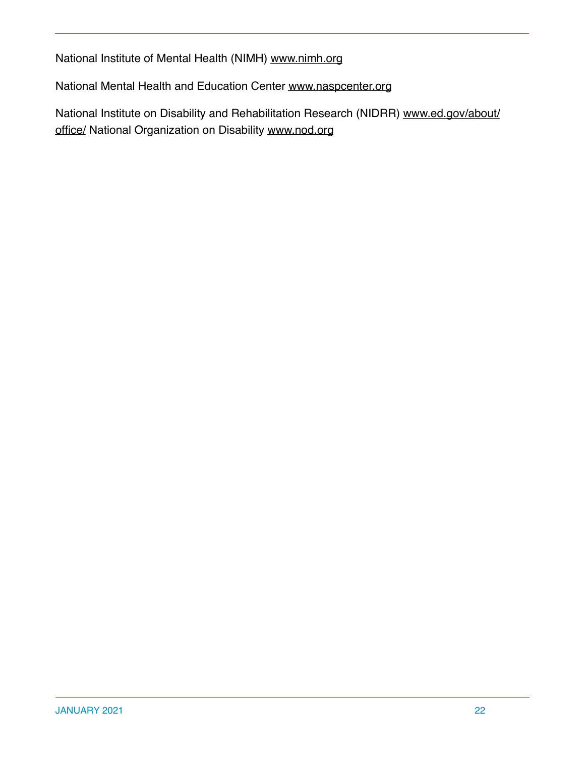National Institute of Mental Health (NIMH) www.nimh.org

National Mental Health and Education Center www.naspcenter.org

National Institute on Disability and Rehabilitation Research (NIDRR) www.ed.gov/about/office/ National Organization on Disability www.nod.org